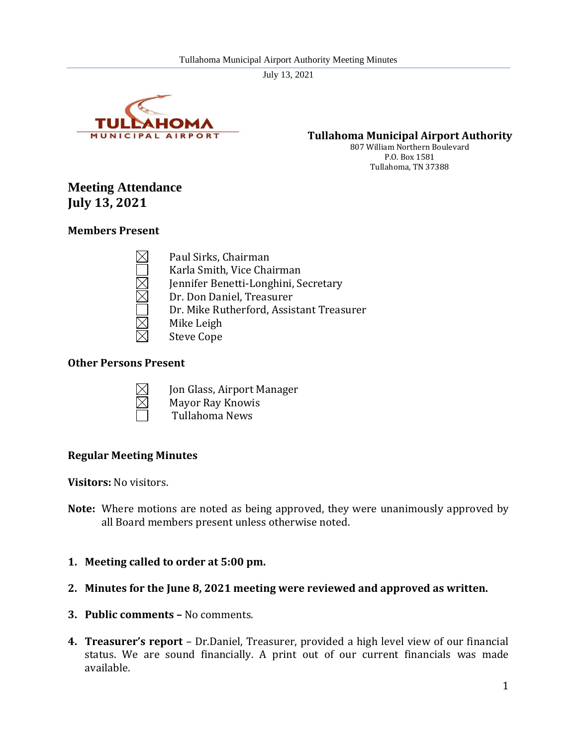**Tullahoma Municipal Airport Authority**
807 William Northern Boulevard
P.O. Box 1581
Tullahoma, TN 37388

# Meeting Attendance
# July 13, 2021

### Members Present

- ☒ Paul Sirks, Chairman
- ☐ Karla Smith, Vice Chairman
- ☒ Jennifer Benetti-Longhini, Secretary
- ☒ Dr. Don Daniel, Treasurer
- ☐ Dr. Mike Rutherford, Assistant Treasurer
- ☒ Mike Leigh
- ☒ Steve Cope

### Other Persons Present

- ☒ Jon Glass, Airport Manager
- ☒ Mayor Ray Knowis
- ☐ Tullahoma News

### Regular Meeting Minutes

**Visitors:** No visitors.

**Note:** Where motions are noted as being approved, they were unanimously approved by all Board members present unless otherwise noted.

1. **Meeting called to order at 5:00 pm.**
2. **Minutes for the June 8, 2021 meeting were reviewed and approved as written.**
3. **Public comments –** No comments.
4. **Treasurer's report** – Dr.Daniel, Treasurer, provided a high level view of our financial status. We are sound financially. A print out of our current financials was made available.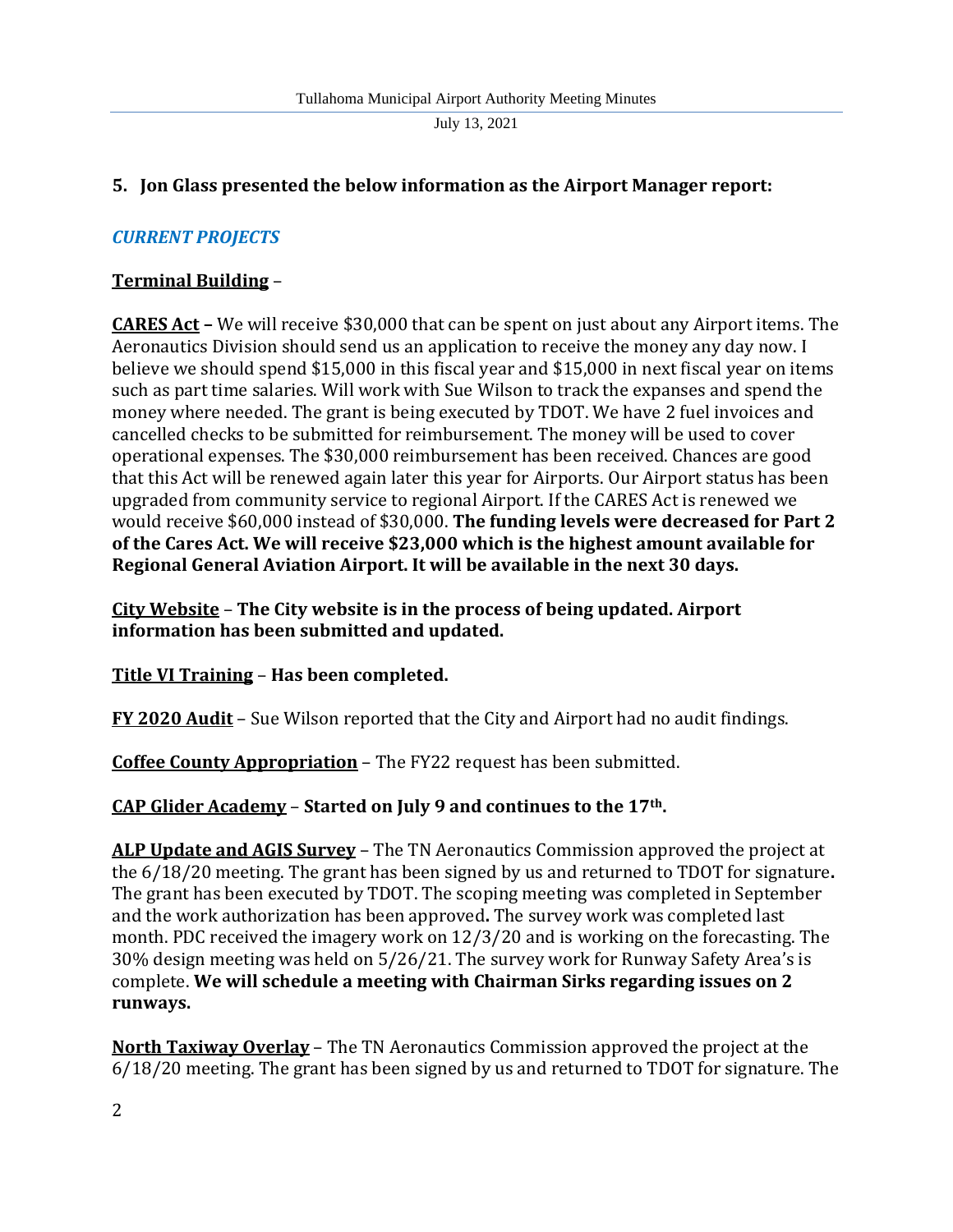## 5. Jon Glass presented the below information as the Airport Manager report:

### *CURRENT PROJECTS*

**Terminal Building** –

**CARES Act –** We will receive $30,000 that can be spent on just about any Airport items. The Aeronautics Division should send us an application to receive the money any day now. I believe we should spend $15,000 in this fiscal year and $15,000 in next fiscal year on items such as part time salaries. Will work with Sue Wilson to track the expanses and spend the money where needed. The grant is being executed by TDOT. We have 2 fuel invoices and cancelled checks to be submitted for reimbursement. The money will be used to cover operational expenses. The $30,000 reimbursement has been received. Chances are good that this Act will be renewed again later this year for Airports. Our Airport status has been upgraded from community service to regional Airport. If the CARES Act is renewed we would receive $60,000 instead of $30,000. **The funding levels were decreased for Part 2 of the Cares Act. We will receive $23,000 which is the highest amount available for Regional General Aviation Airport. It will be available in the next 30 days.**

**City Website** – **The City website is in the process of being updated. Airport information has been submitted and updated.**

**Title VI Training** – **Has been completed.**

**FY 2020 Audit** – Sue Wilson reported that the City and Airport had no audit findings.

**Coffee County Appropriation** – The FY22 request has been submitted.

**CAP Glider Academy** – **Started on July 9 and continues to the 17th.**

**ALP Update and AGIS Survey** – The TN Aeronautics Commission approved the project at the 6/18/20 meeting. The grant has been signed by us and returned to TDOT for signature**.** The grant has been executed by TDOT. The scoping meeting was completed in September and the work authorization has been approved**.** The survey work was completed last month. PDC received the imagery work on 12/3/20 and is working on the forecasting. The 30% design meeting was held on 5/26/21. The survey work for Runway Safety Area's is complete. **We will schedule a meeting with Chairman Sirks regarding issues on 2 runways.**

**North Taxiway Overlay** – The TN Aeronautics Commission approved the project at the 6/18/20 meeting. The grant has been signed by us and returned to TDOT for signature. The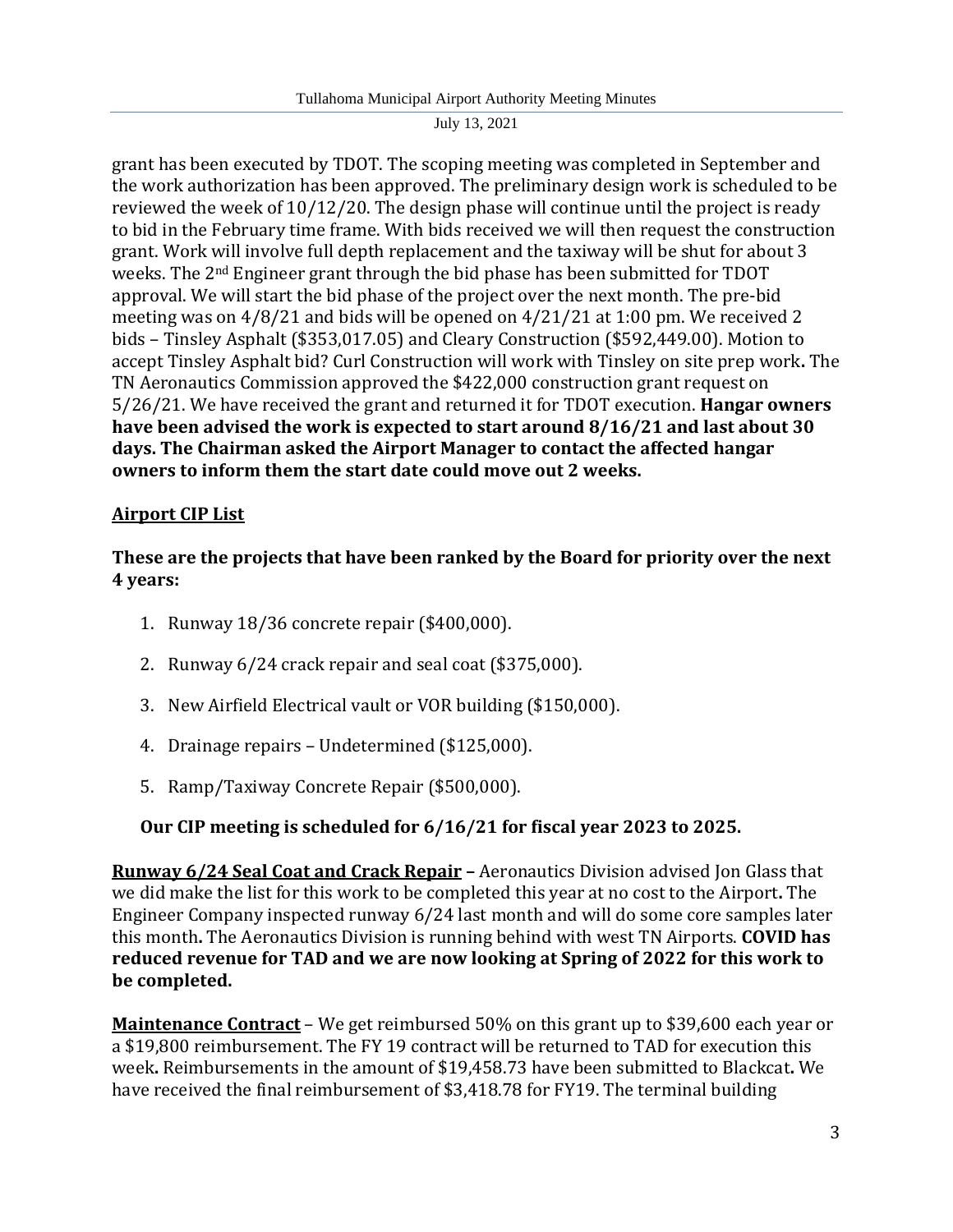grant has been executed by TDOT. The scoping meeting was completed in September and the work authorization has been approved. The preliminary design work is scheduled to be reviewed the week of 10/12/20. The design phase will continue until the project is ready to bid in the February time frame. With bids received we will then request the construction grant. Work will involve full depth replacement and the taxiway will be shut for about 3 weeks. The 2nd Engineer grant through the bid phase has been submitted for TDOT approval. We will start the bid phase of the project over the next month. The pre-bid meeting was on 4/8/21 and bids will be opened on 4/21/21 at 1:00 pm. We received 2 bids – Tinsley Asphalt ($353,017.05) and Cleary Construction ($592,449.00). Motion to accept Tinsley Asphalt bid? Curl Construction will work with Tinsley on site prep work**.** The TN Aeronautics Commission approved the $422,000 construction grant request on 5/26/21. We have received the grant and returned it for TDOT execution. **Hangar owners have been advised the work is expected to start around 8/16/21 and last about 30 days. The Chairman asked the Airport Manager to contact the affected hangar owners to inform them the start date could move out 2 weeks.**

**Airport CIP List**

**These are the projects that have been ranked by the Board for priority over the next 4 years:**

1. Runway 18/36 concrete repair ($400,000).
2. Runway 6/24 crack repair and seal coat ($375,000).
3. New Airfield Electrical vault or VOR building ($150,000).
4. Drainage repairs – Undetermined ($125,000).
5. Ramp/Taxiway Concrete Repair ($500,000).

**Our CIP meeting is scheduled for 6/16/21 for fiscal year 2023 to 2025.**

**Runway 6/24 Seal Coat and Crack Repair –** Aeronautics Division advised Jon Glass that we did make the list for this work to be completed this year at no cost to the Airport**.** The Engineer Company inspected runway 6/24 last month and will do some core samples later this month**.** The Aeronautics Division is running behind with west TN Airports. **COVID has reduced revenue for TAD and we are now looking at Spring of 2022 for this work to be completed.**

**Maintenance Contract** – We get reimbursed 50% on this grant up to $39,600 each year or a $19,800 reimbursement. The FY 19 contract will be returned to TAD for execution this week**.** Reimbursements in the amount of $19,458.73 have been submitted to Blackcat**.** We have received the final reimbursement of $3,418.78 for FY19. The terminal building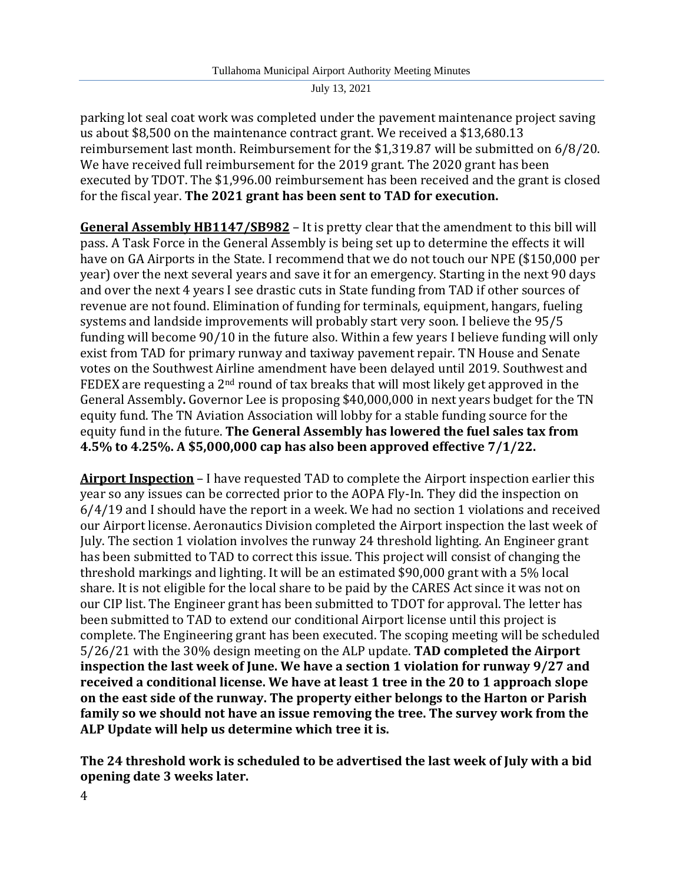parking lot seal coat work was completed under the pavement maintenance project saving us about $8,500 on the maintenance contract grant. We received a $13,680.13 reimbursement last month. Reimbursement for the $1,319.87 will be submitted on 6/8/20. We have received full reimbursement for the 2019 grant. The 2020 grant has been executed by TDOT. The $1,996.00 reimbursement has been received and the grant is closed for the fiscal year. **The 2021 grant has been sent to TAD for execution.**

**General Assembly HB1147/SB982** – It is pretty clear that the amendment to this bill will pass. A Task Force in the General Assembly is being set up to determine the effects it will have on GA Airports in the State. I recommend that we do not touch our NPE ($150,000 per year) over the next several years and save it for an emergency. Starting in the next 90 days and over the next 4 years I see drastic cuts in State funding from TAD if other sources of revenue are not found. Elimination of funding for terminals, equipment, hangars, fueling systems and landside improvements will probably start very soon. I believe the 95/5 funding will become 90/10 in the future also. Within a few years I believe funding will only exist from TAD for primary runway and taxiway pavement repair. TN House and Senate votes on the Southwest Airline amendment have been delayed until 2019. Southwest and FEDEX are requesting a 2nd round of tax breaks that will most likely get approved in the General Assembly. Governor Lee is proposing $40,000,000 in next years budget for the TN equity fund. The TN Aviation Association will lobby for a stable funding source for the equity fund in the future. **The General Assembly has lowered the fuel sales tax from 4.5% to 4.25%. A $5,000,000 cap has also been approved effective 7/1/22.**

**Airport Inspection** – I have requested TAD to complete the Airport inspection earlier this year so any issues can be corrected prior to the AOPA Fly-In. They did the inspection on 6/4/19 and I should have the report in a week. We had no section 1 violations and received our Airport license. Aeronautics Division completed the Airport inspection the last week of July. The section 1 violation involves the runway 24 threshold lighting. An Engineer grant has been submitted to TAD to correct this issue. This project will consist of changing the threshold markings and lighting. It will be an estimated $90,000 grant with a 5% local share. It is not eligible for the local share to be paid by the CARES Act since it was not on our CIP list. The Engineer grant has been submitted to TDOT for approval. The letter has been submitted to TAD to extend our conditional Airport license until this project is complete. The Engineering grant has been executed. The scoping meeting will be scheduled 5/26/21 with the 30% design meeting on the ALP update. **TAD completed the Airport inspection the last week of June. We have a section 1 violation for runway 9/27 and received a conditional license. We have at least 1 tree in the 20 to 1 approach slope on the east side of the runway. The property either belongs to the Harton or Parish family so we should not have an issue removing the tree. The survey work from the ALP Update will help us determine which tree it is.**

**The 24 threshold work is scheduled to be advertised the last week of July with a bid opening date 3 weeks later.**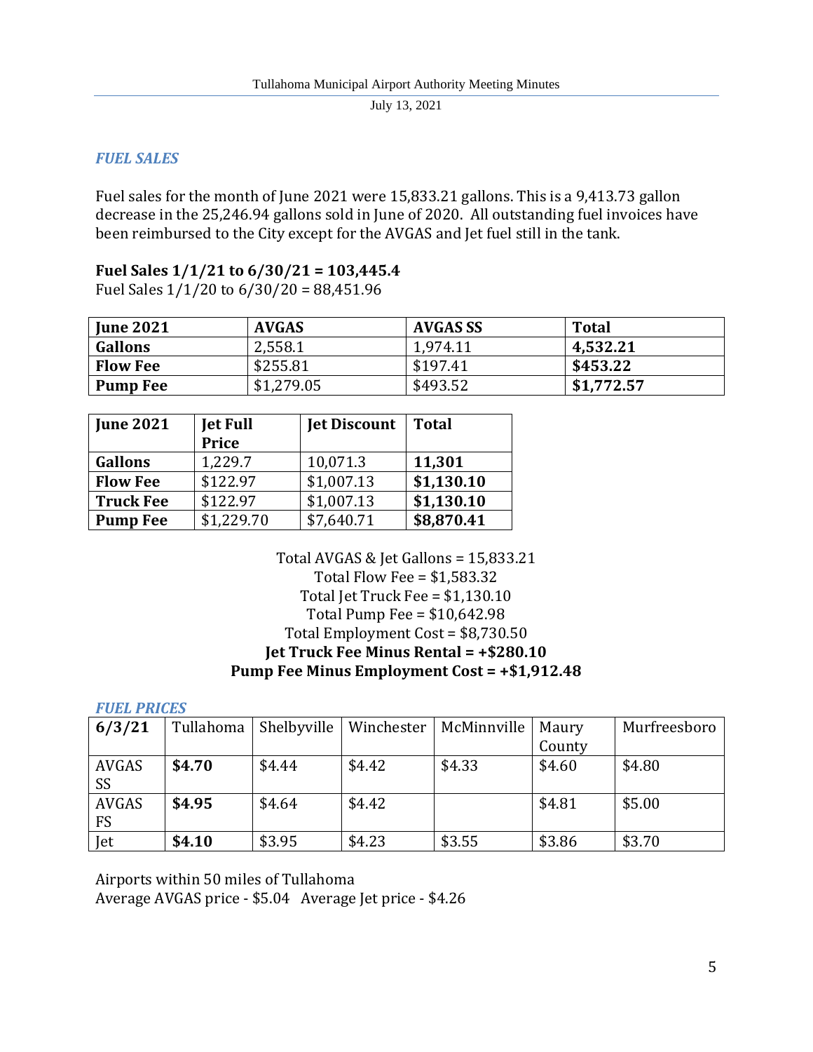## *FUEL SALES*

Fuel sales for the month of June 2021 were 15,833.21 gallons. This is a 9,413.73 gallon decrease in the 25,246.94 gallons sold in June of 2020. All outstanding fuel invoices have been reimbursed to the City except for the AVGAS and Jet fuel still in the tank.

**Fuel Sales 1/1/21 to 6/30/21 = 103,445.4**
Fuel Sales 1/1/20 to 6/30/20 = 88,451.96

| June 2021 | AVGAS | AVGAS SS | Total |
|---|---|---|---|
| **Gallons** | 2,558.1 | 1,974.11 | **4,532.21** |
| **Flow Fee** | $255.81 | $197.41 | **$453.22** |
| **Pump Fee** | $1,279.05 | $493.52 | **$1,772.57** |

| June 2021 | Jet Full Price | Jet Discount | Total |
|---|---|---|---|
| **Gallons** | 1,229.7 | 10,071.3 | **11,301** |
| **Flow Fee** | $122.97 | $1,007.13 | **$1,130.10** |
| **Truck Fee** | $122.97 | $1,007.13 | **$1,130.10** |
| **Pump Fee** | $1,229.70 | $7,640.71 | **$8,870.41** |

Total AVGAS & Jet Gallons = 15,833.21
Total Flow Fee = $1,583.32
Total Jet Truck Fee = $1,130.10
Total Pump Fee = $10,642.98
Total Employment Cost = $8,730.50
**Jet Truck Fee Minus Rental = +$280.10**
**Pump Fee Minus Employment Cost = +$1,912.48**

## *FUEL PRICES*

| 6/3/21 | Tullahoma | Shelbyville | Winchester | McMinnville | Maury County | Murfreesboro |
|---|---|---|---|---|---|---|
| AVGAS SS | **$4.70** | $4.44 | $4.42 | $4.33 | $4.60 | $4.80 |
| AVGAS FS | **$4.95** | $4.64 | $4.42 | | $4.81 | $5.00 |
| Jet | **$4.10** | $3.95 | $4.23 | $3.55 | $3.86 | $3.70 |

Airports within 50 miles of Tullahoma
Average AVGAS price - $5.04 Average Jet price - $4.26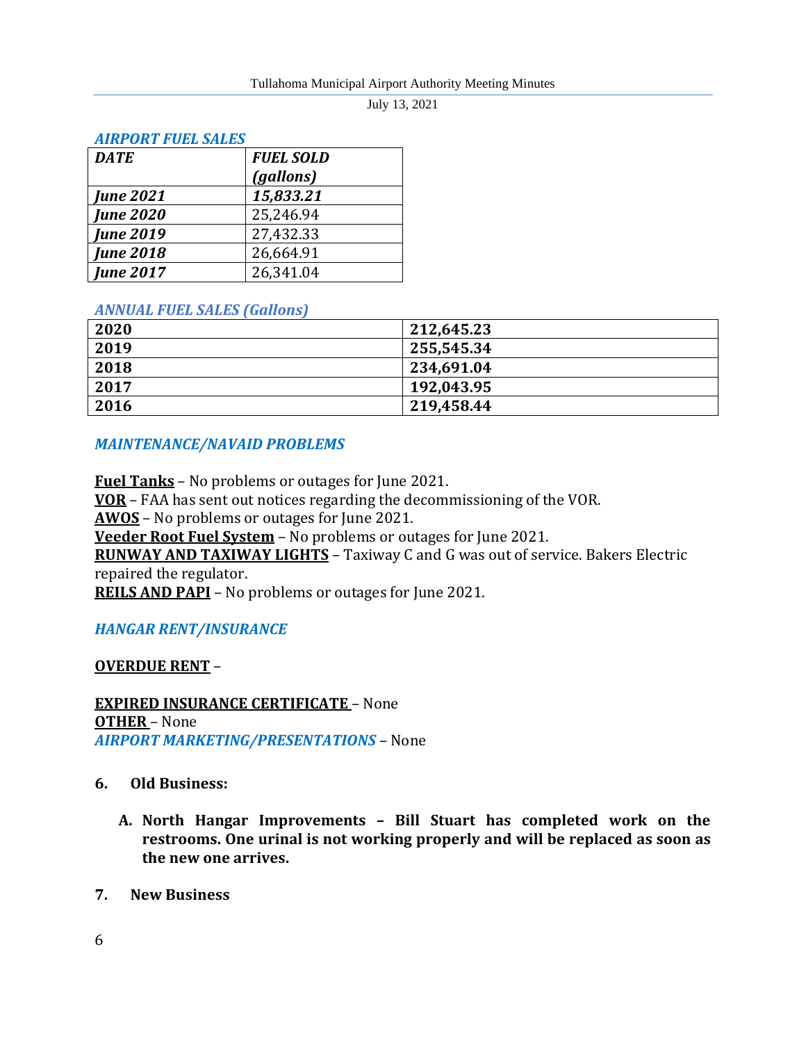### *AIRPORT FUEL SALES*

| ***DATE*** | ***FUEL SOLD (gallons)*** |
|---|---|
| ***June 2021*** | ***15,833.21*** |
| ***June 2020*** | 25,246.94 |
| ***June 2019*** | 27,432.33 |
| ***June 2018*** | 26,664.91 |
| ***June 2017*** | 26,341.04 |

### *ANNUAL FUEL SALES (Gallons)*

| **2020** | **212,645.23** |
|---|---|
| **2019** | **255,545.34** |
| **2018** | **234,691.04** |
| **2017** | **192,043.95** |
| **2016** | **219,458.44** |

### *MAINTENANCE/NAVAID PROBLEMS*

**Fuel Tanks** – No problems or outages for June 2021.
**VOR** – FAA has sent out notices regarding the decommissioning of the VOR.
**AWOS** – No problems or outages for June 2021.
**Veeder Root Fuel System** – No problems or outages for June 2021.
**RUNWAY AND TAXIWAY LIGHTS** – Taxiway C and G was out of service. Bakers Electric repaired the regulator.
**REILS AND PAPI** – No problems or outages for June 2021.

### *HANGAR RENT/INSURANCE*

**OVERDUE RENT** –

**EXPIRED INSURANCE CERTIFICATE** – None
**OTHER** – None
***AIRPORT MARKETING/PRESENTATIONS*** – None

**6. Old Business:**

**A. North Hangar Improvements – Bill Stuart has completed work on the restrooms. One urinal is not working properly and will be replaced as soon as the new one arrives.**

**7. New Business**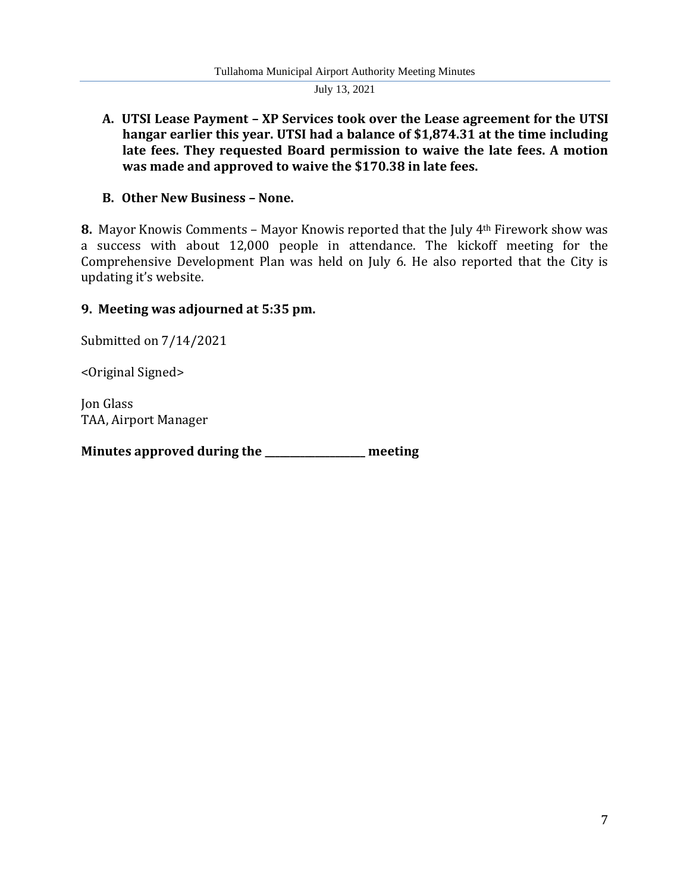**A. UTSI Lease Payment – XP Services took over the Lease agreement for the UTSI hangar earlier this year. UTSI had a balance of $1,874.31 at the time including late fees. They requested Board permission to waive the late fees. A motion was made and approved to waive the $170.38 in late fees.**

**B. Other New Business – None.**

**8.** Mayor Knowis Comments – Mayor Knowis reported that the July 4th Firework show was a success with about 12,000 people in attendance. The kickoff meeting for the Comprehensive Development Plan was held on July 6. He also reported that the City is updating it's website.

**9. Meeting was adjourned at 5:35 pm.**

Submitted on 7/14/2021

<Original Signed>

Jon Glass
TAA, Airport Manager

**Minutes approved during the ___________________ meeting**